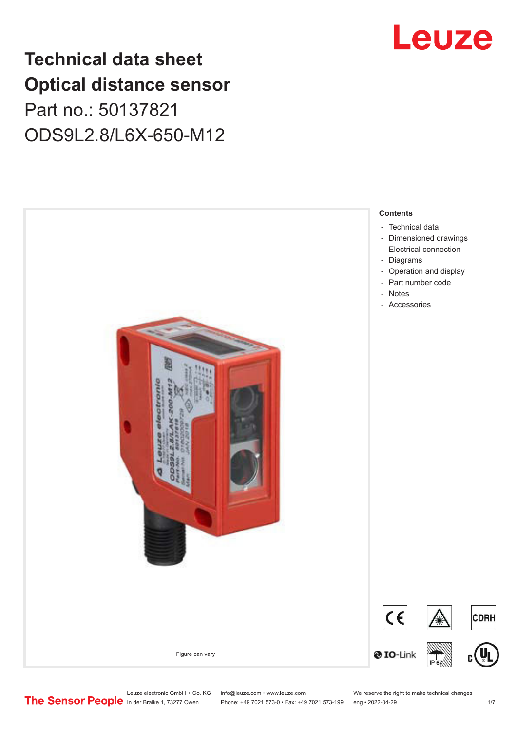# Technical data sheet
# Optical distance sensor

## Part no.: 50137821

## ODS9L2.8/L6X-650-M12

Leuze

Figure can vary

**Contents**

- Technical data
- Dimensioned drawings
- Electrical connection
- Diagrams
- Operation and display
- Part number code
- Notes
- Accessories

Leuze electronic GmbH + Co. KG
In der Braike 1, 73277 Owen

info@leuze.com • www.leuze.com
Phone: +49 7021 573-0 • Fax: +49 7021 573-199

We reserve the right to make technical changes
eng • 2022-04-29

The Sensor People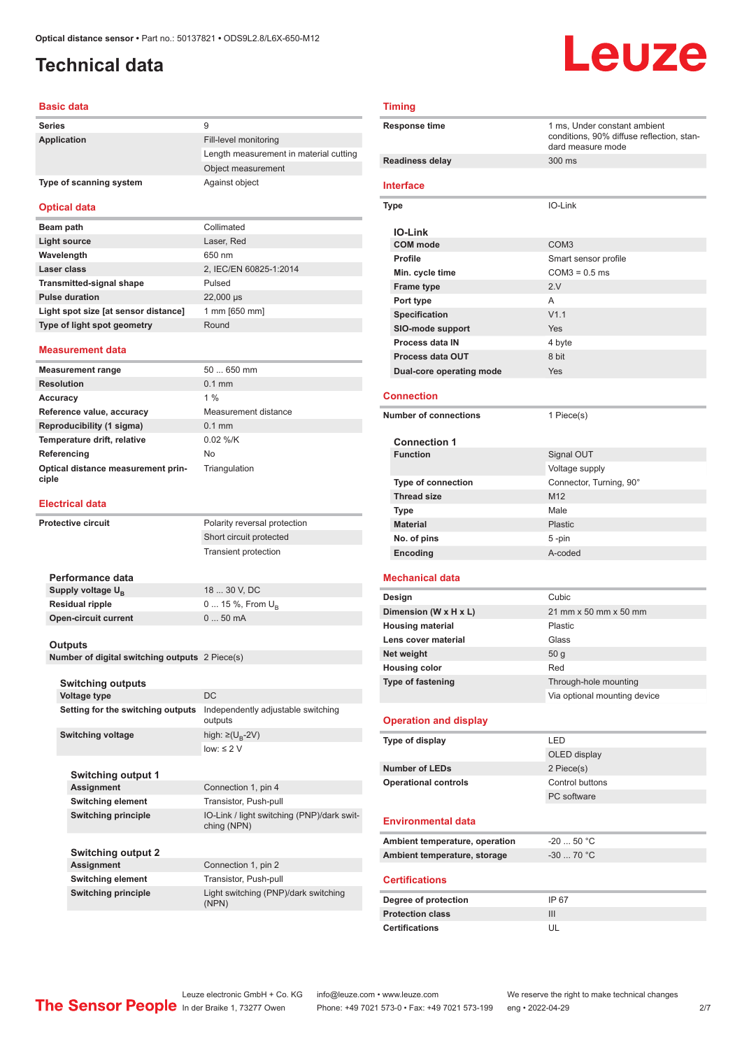# Technical data

## Basic data

| | |
|---|---|
| **Series** | 9 |
| **Application** | Fill-level monitoring |
| | Length measurement in material cutting |
| | Object measurement |
| **Type of scanning system** | Against object |

## Optical data

| | |
|---|---|
| **Beam path** | Collimated |
| **Light source** | Laser, Red |
| **Wavelength** | 650 nm |
| **Laser class** | 2, IEC/EN 60825-1:2014 |
| **Transmitted-signal shape** | Pulsed |
| **Pulse duration** | 22,000 µs |
| **Light spot size [at sensor distance]** | 1 mm [650 mm] |
| **Type of light spot geometry** | Round |

## Measurement data

| | |
|---|---|
| **Measurement range** | 50 ... 650 mm |
| **Resolution** | 0.1 mm |
| **Accuracy** | 1 % |
| **Reference value, accuracy** | Measurement distance |
| **Reproducibility (1 sigma)** | 0.1 mm |
| **Temperature drift, relative** | 0.02 %/K |
| **Referencing** | No |
| **Optical distance measurement principle** | Triangulation |

## Electrical data

| | |
|---|---|
| **Protective circuit** | Polarity reversal protection |
| | Short circuit protected |
| | Transient protection |

### Performance data

| | |
|---|---|
| **Supply voltage $U_B$** | 18 ... 30 V, DC |
| **Residual ripple** | 0 ... 15 %, From $U_B$ |
| **Open-circuit current** | 0 ... 50 mA |

### Outputs

| | |
|---|---|
| **Number of digital switching outputs** | 2 Piece(s) |

#### Switching outputs

| | |
|---|---|
| **Voltage type** | DC |
| **Setting for the switching outputs** | Independently adjustable switching outputs |
| **Switching voltage** | high: ≥($U_B$-2V) |
| | low: ≤ 2 V |

##### Switching output 1

| | |
|---|---|
| **Assignment** | Connection 1, pin 4 |
| **Switching element** | Transistor, Push-pull |
| **Switching principle** | IO-Link / light switching (PNP)/dark switching (NPN) |

##### Switching output 2

| | |
|---|---|
| **Assignment** | Connection 1, pin 2 |
| **Switching element** | Transistor, Push-pull |
| **Switching principle** | Light switching (PNP)/dark switching (NPN) |

## Timing

| | |
|---|---|
| **Response time** | 1 ms, Under constant ambient conditions, 90% diffuse reflection, standard measure mode |
| **Readiness delay** | 300 ms |

## Interface

| | |
|---|---|
| **Type** | IO-Link |

### IO-Link

| | |
|---|---|
| **COM mode** | COM3 |
| **Profile** | Smart sensor profile |
| **Min. cycle time** | COM3 = 0.5 ms |
| **Frame type** | 2.V |
| **Port type** | A |
| **Specification** | V1.1 |
| **SIO-mode support** | Yes |
| **Process data IN** | 4 byte |
| **Process data OUT** | 8 bit |
| **Dual-core operating mode** | Yes |

## Connection

| | |
|---|---|
| **Number of connections** | 1 Piece(s) |

### Connection 1

| | |
|---|---|
| **Function** | Signal OUT |
| | Voltage supply |
| **Type of connection** | Connector, Turning, 90° |
| **Thread size** | M12 |
| **Type** | Male |
| **Material** | Plastic |
| **No. of pins** | 5 -pin |
| **Encoding** | A-coded |

## Mechanical data

| | |
|---|---|
| **Design** | Cubic |
| **Dimension (W x H x L)** | 21 mm x 50 mm x 50 mm |
| **Housing material** | Plastic |
| **Lens cover material** | Glass |
| **Net weight** | 50 g |
| **Housing color** | Red |
| **Type of fastening** | Through-hole mounting |
| | Via optional mounting device |

## Operation and display

| | |
|---|---|
| **Type of display** | LED |
| | OLED display |
| **Number of LEDs** | 2 Piece(s) |
| **Operational controls** | Control buttons |
| | PC software |

## Environmental data

| | |
|---|---|
| **Ambient temperature, operation** | -20 ... 50 °C |
| **Ambient temperature, storage** | -30 ... 70 °C |

## Certifications

| | |
|---|---|
| **Degree of protection** | IP 67 |
| **Protection class** | III |
| **Certifications** | UL |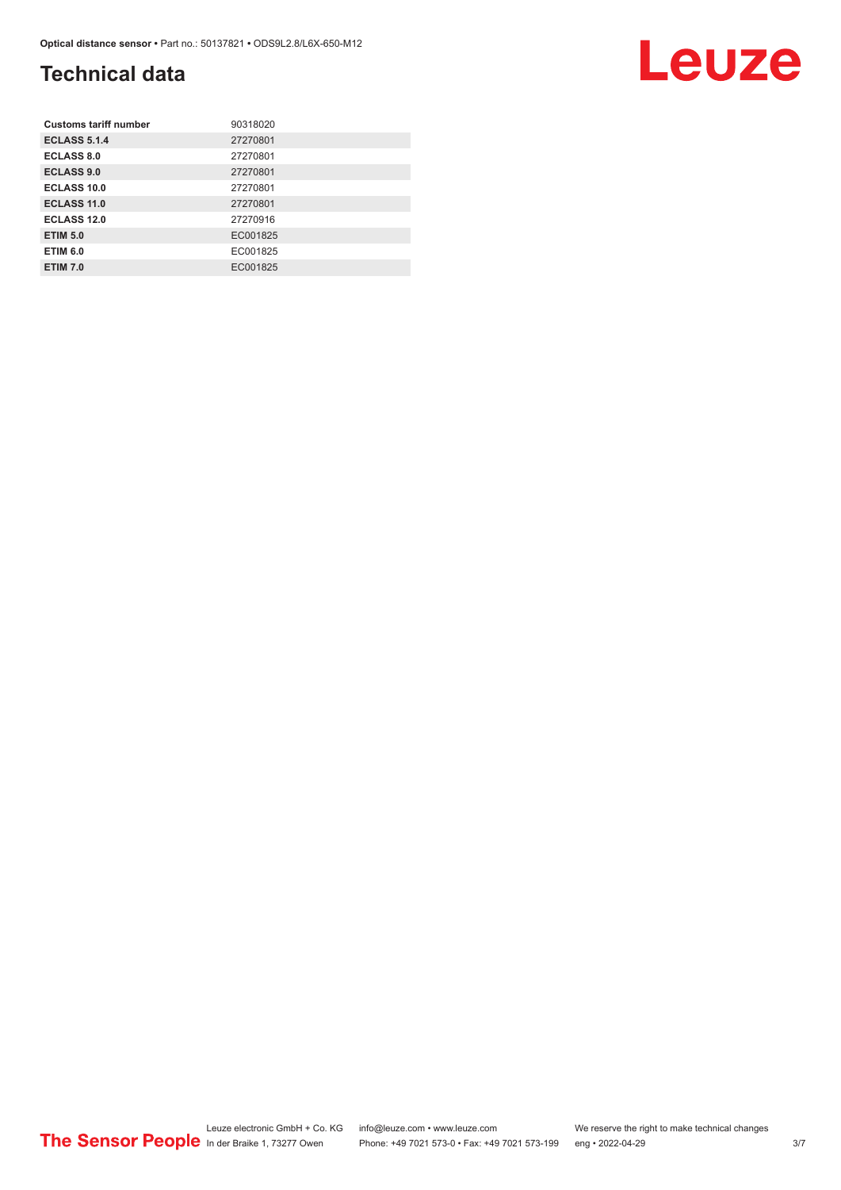## Technical data

| Customs tariff number | 90318020 |
|---|---|
| ECLASS 5.1.4 | 27270801 |
| ECLASS 8.0 | 27270801 |
| ECLASS 9.0 | 27270801 |
| ECLASS 10.0 | 27270801 |
| ECLASS 11.0 | 27270801 |
| ECLASS 12.0 | 27270916 |
| ETIM 5.0 | EC001825 |
| ETIM 6.0 | EC001825 |
| ETIM 7.0 | EC001825 |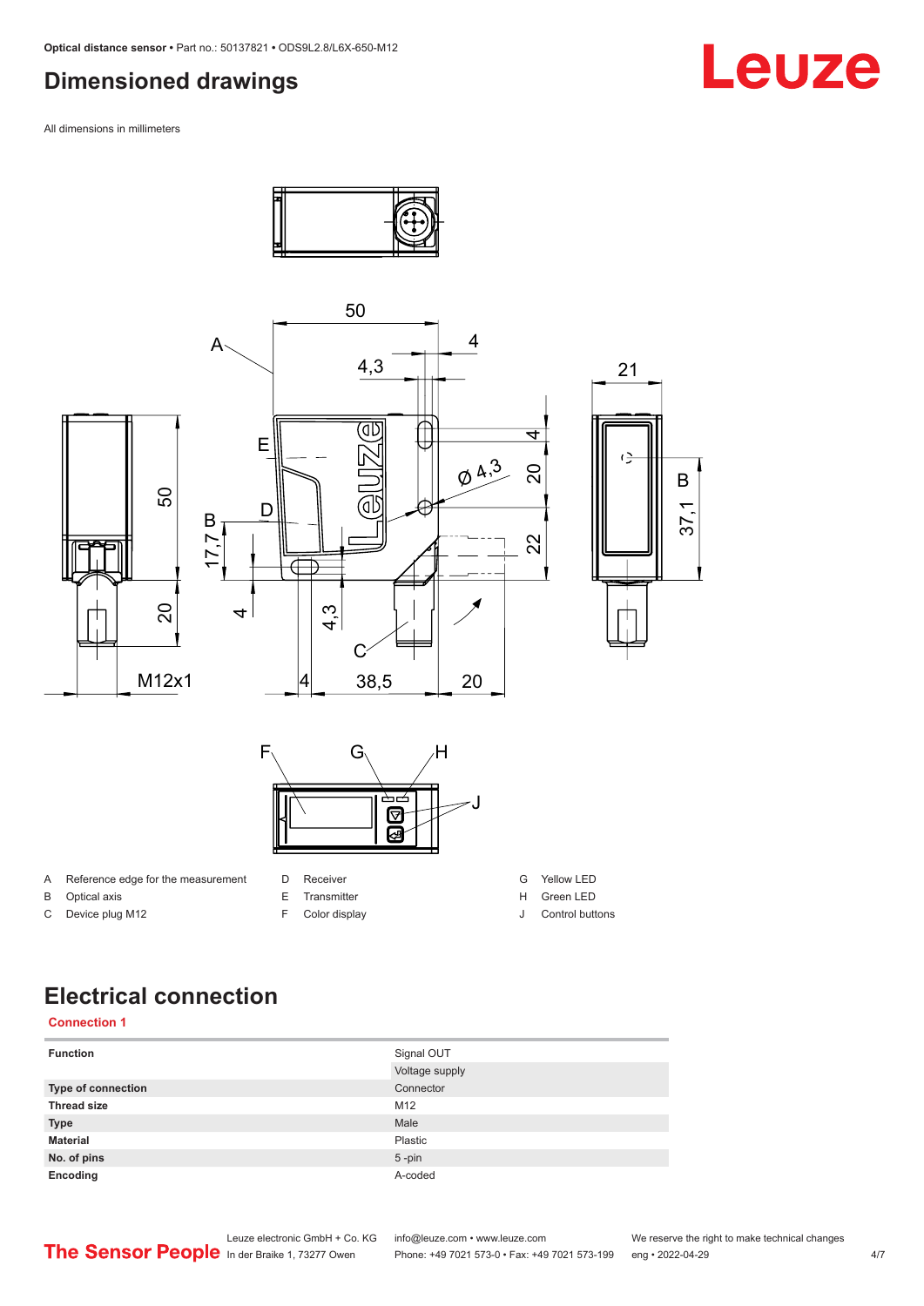## Dimensioned drawings

All dimensions in millimeters

| | | | | | |
|---|---|---|---|---|---|
| A | Reference edge for the measurement | D | Receiver | G | Yellow LED |
| B | Optical axis | E | Transmitter | H | Green LED |
| C | Device plug M12 | F | Color display | J | Control buttons |

## Electrical connection

### Connection 1

| | |
|---|---|
| **Function** | Signal OUT |
| | Voltage supply |
| **Type of connection** | Connector |
| **Thread size** | M12 |
| **Type** | Male |
| **Material** | Plastic |
| **No. of pins** | 5 -pin |
| **Encoding** | A-coded |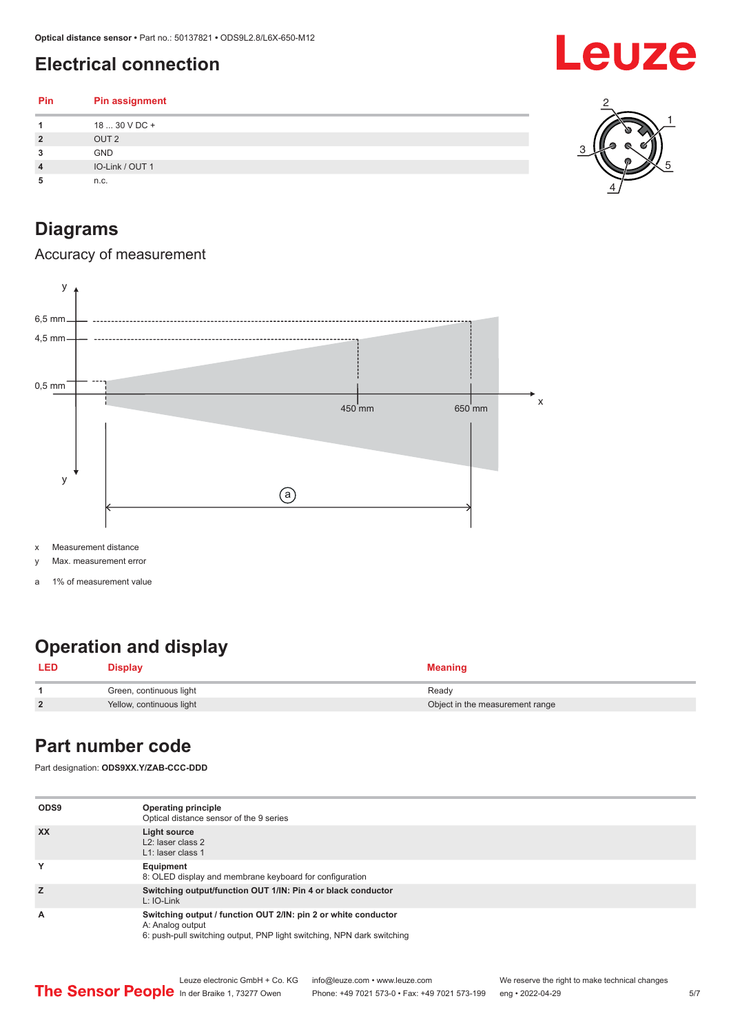# Electrical connection

| Pin | Pin assignment |
|---|---|
| 1 | 18 ... 30 V DC + |
| 2 | OUT 2 |
| 3 | GND |
| 4 | IO-Link / OUT 1 |
| 5 | n.c. |

# Diagrams

## Accuracy of measurement

x Measurement distance

y Max. measurement error

a 1% of measurement value

# Operation and display

| LED | Display | Meaning |
|---|---|---|
| 1 | Green, continuous light | Ready |
| 2 | Yellow, continuous light | Object in the measurement range |

# Part number code

Part designation: **ODS9XX.Y/ZAB-CCC-DDD**

| | |
|---|---|
| ODS9 | **Operating principle**<br>Optical distance sensor of the 9 series |
| XX | **Light source**<br>L2: laser class 2<br>L1: laser class 1 |
| Y | **Equipment**<br>8: OLED display and membrane keyboard for configuration |
| Z | **Switching output/function OUT 1/IN: Pin 4 or black conductor**<br>L: IO-Link |
| A | **Switching output / function OUT 2/IN: pin 2 or white conductor**<br>A: Analog output<br>6: push-pull switching output, PNP light switching, NPN dark switching |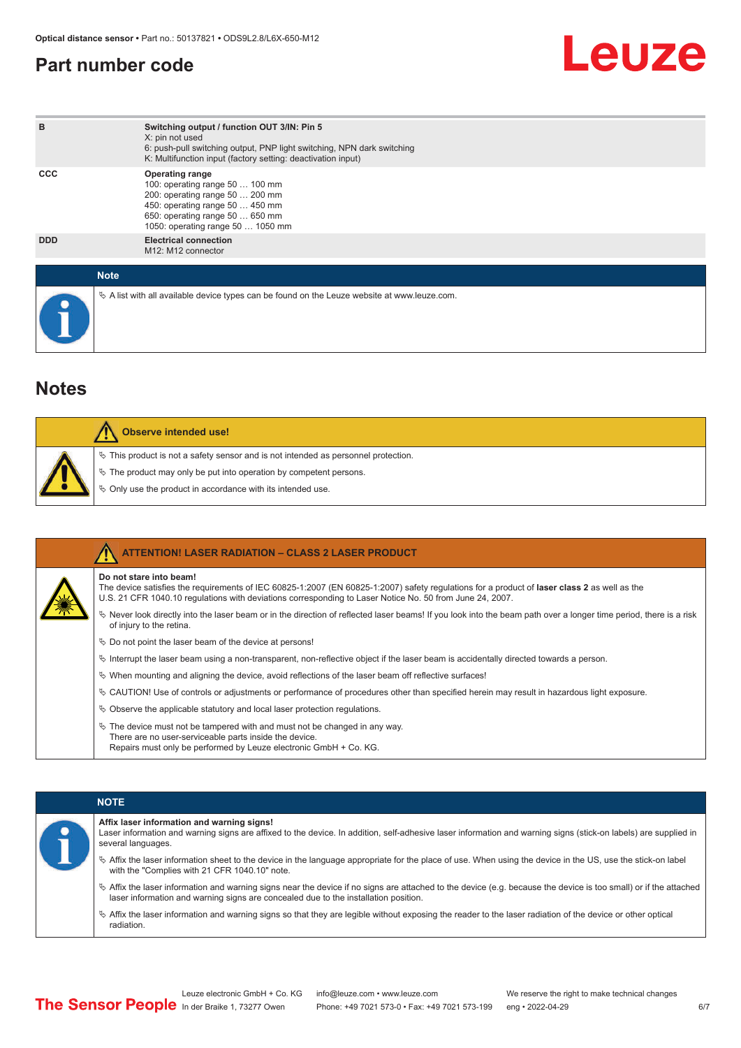## Part number code

| | |
|---|---|
| **B** | **Switching output / function OUT 3/IN: Pin 5**<br>X: pin not used<br>6: push-pull switching output, PNP light switching, NPN dark switching<br>K: Multifunction input (factory setting: deactivation input) |
| **CCC** | **Operating range**<br>100: operating range 50 … 100 mm<br>200: operating range 50 … 200 mm<br>450: operating range 50 … 450 mm<br>650: operating range 50 … 650 mm<br>1050: operating range 50 … 1050 mm |
| **DDD** | **Electrical connection**<br>M12: M12 connector |

**Note**

- A list with all available device types can be found on the Leuze website at www.leuze.com.

## Notes

**Observe intended use!**

- This product is not a safety sensor and is not intended as personnel protection.
- The product may only be put into operation by competent persons.
- Only use the product in accordance with its intended use.

**ATTENTION! LASER RADIATION – CLASS 2 LASER PRODUCT**

**Do not stare into beam!**
The device satisfies the requirements of IEC 60825-1:2007 (EN 60825-1:2007) safety regulations for a product of **laser class 2** as well as the U.S. 21 CFR 1040.10 regulations with deviations corresponding to Laser Notice No. 50 from June 24, 2007.

- Never look directly into the laser beam or in the direction of reflected laser beams! If you look into the beam path over a longer time period, there is a risk of injury to the retina.
- Do not point the laser beam of the device at persons!
- Interrupt the laser beam using a non-transparent, non-reflective object if the laser beam is accidentally directed towards a person.
- When mounting and aligning the device, avoid reflections of the laser beam off reflective surfaces!
- CAUTION! Use of controls or adjustments or performance of procedures other than specified herein may result in hazardous light exposure.
- Observe the applicable statutory and local laser protection regulations.
- The device must not be tampered with and must not be changed in any way.
  There are no user-serviceable parts inside the device.
  Repairs must only be performed by Leuze electronic GmbH + Co. KG.

**NOTE**

**Affix laser information and warning signs!**
Laser information and warning signs are affixed to the device. In addition, self-adhesive laser information and warning signs (stick-on labels) are supplied in several languages.

- Affix the laser information sheet to the device in the language appropriate for the place of use. When using the device in the US, use the stick-on label with the "Complies with 21 CFR 1040.10" note.
- Affix the laser information and warning signs near the device if no signs are attached to the device (e.g. because the device is too small) or if the attached laser information and warning signs are concealed due to the installation position.
- Affix the laser information and warning signs so that they are legible without exposing the reader to the laser radiation of the device or other optical radiation.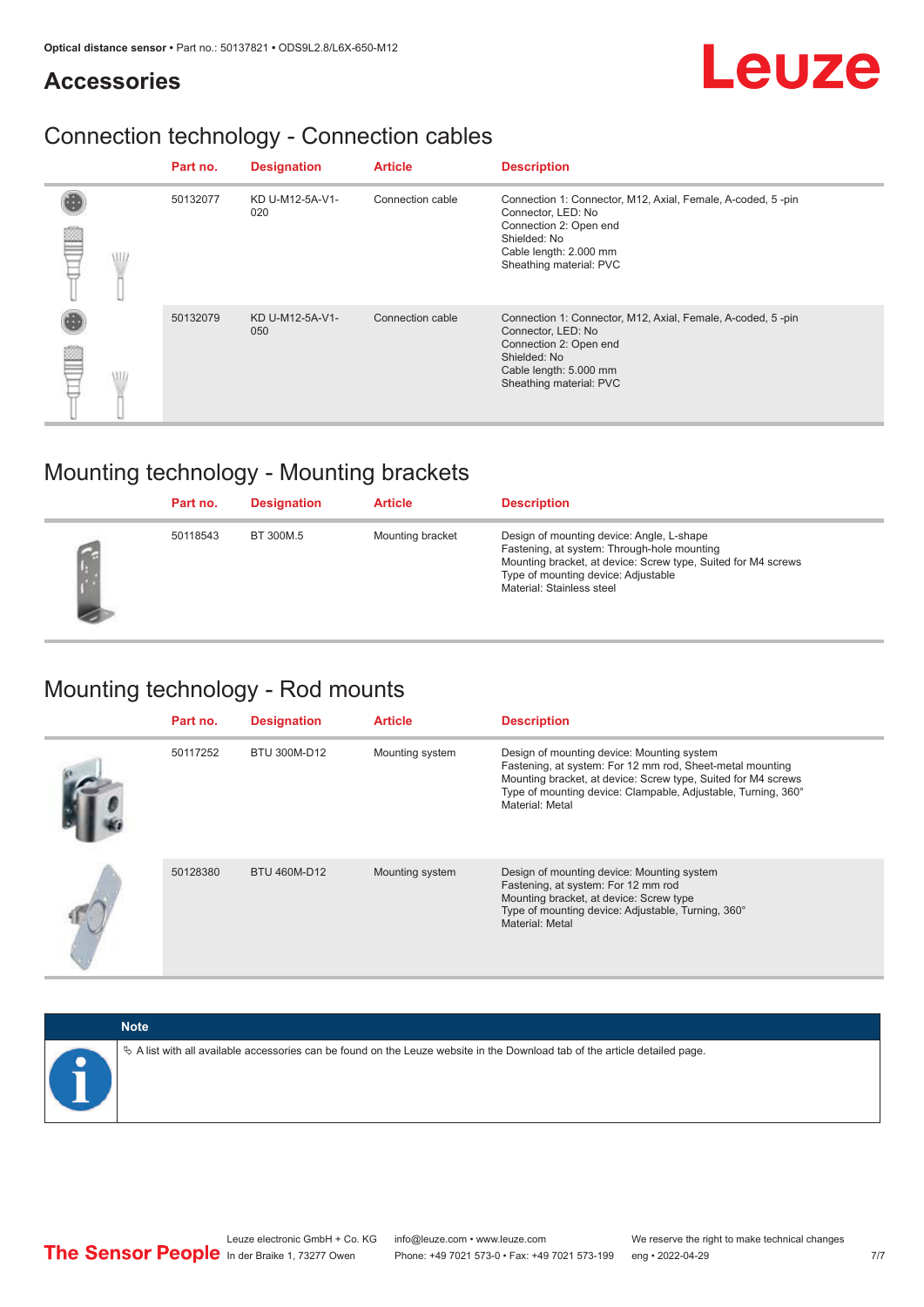## Accessories

### Connection technology - Connection cables

| | Part no. | Designation | Article | Description |
|---|---|---|---|---|
| | 50132077 | KD U-M12-5A-V1-020 | Connection cable | Connection 1: Connector, M12, Axial, Female, A-coded, 5 -pin<br>Connector, LED: No<br>Connection 2: Open end<br>Shielded: No<br>Cable length: 2.000 mm<br>Sheathing material: PVC |
| | 50132079 | KD U-M12-5A-V1-050 | Connection cable | Connection 1: Connector, M12, Axial, Female, A-coded, 5 -pin<br>Connector, LED: No<br>Connection 2: Open end<br>Shielded: No<br>Cable length: 5.000 mm<br>Sheathing material: PVC |

### Mounting technology - Mounting brackets

| | Part no. | Designation | Article | Description |
|---|---|---|---|---|
| | 50118543 | BT 300M.5 | Mounting bracket | Design of mounting device: Angle, L-shape<br>Fastening, at system: Through-hole mounting<br>Mounting bracket, at device: Screw type, Suited for M4 screws<br>Type of mounting device: Adjustable<br>Material: Stainless steel |

### Mounting technology - Rod mounts

| | Part no. | Designation | Article | Description |
|---|---|---|---|---|
| | 50117252 | BTU 300M-D12 | Mounting system | Design of mounting device: Mounting system<br>Fastening, at system: For 12 mm rod, Sheet-metal mounting<br>Mounting bracket, at device: Screw type, Suited for M4 screws<br>Type of mounting device: Clampable, Adjustable, Turning, 360°<br>Material: Metal |
| | 50128380 | BTU 460M-D12 | Mounting system | Design of mounting device: Mounting system<br>Fastening, at system: For 12 mm rod<br>Mounting bracket, at device: Screw type<br>Type of mounting device: Adjustable, Turning, 360°<br>Material: Metal |

**Note**

✎ A list with all available accessories can be found on the Leuze website in the Download tab of the article detailed page.